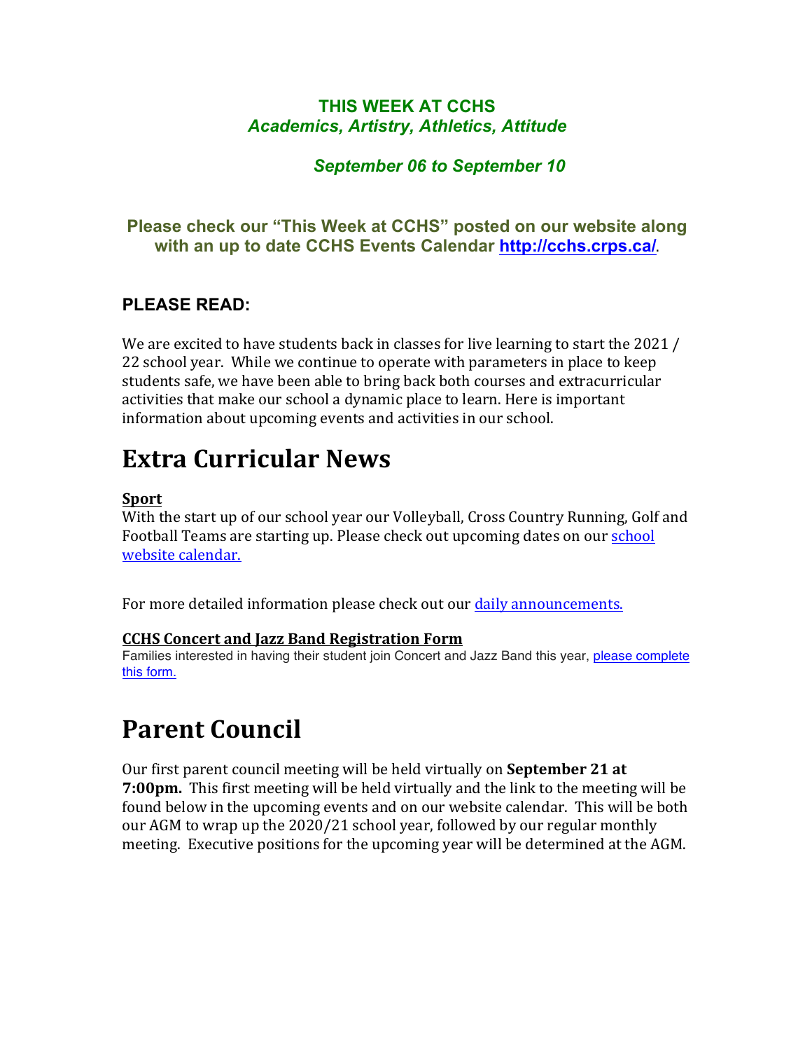**THIS WEEK AT CCHS**
***Academics, Artistry, Athletics, Attitude***

***September 06 to September 10***

**Please check our "This Week at CCHS" posted on our website along with an up to date CCHS Events Calendar [http://cchs.crps.ca/](http://cchs.crps.ca/).**

### PLEASE READ:

We are excited to have students back in classes for live learning to start the 2021 / 22 school year. While we continue to operate with parameters in place to keep students safe, we have been able to bring back both courses and extracurricular activities that make our school a dynamic place to learn. Here is important information about upcoming events and activities in our school.

# Extra Curricular News

**Sport**

With the start up of our school year our Volleyball, Cross Country Running, Golf and Football Teams are starting up. Please check out upcoming dates on our school website calendar.

For more detailed information please check out our daily announcements.

**CCHS Concert and Jazz Band Registration Form**

Families interested in having their student join Concert and Jazz Band this year, please complete this form.

# Parent Council

Our first parent council meeting will be held virtually on **September 21 at 7:00pm.** This first meeting will be held virtually and the link to the meeting will be found below in the upcoming events and on our website calendar. This will be both our AGM to wrap up the 2020/21 school year, followed by our regular monthly meeting. Executive positions for the upcoming year will be determined at the AGM.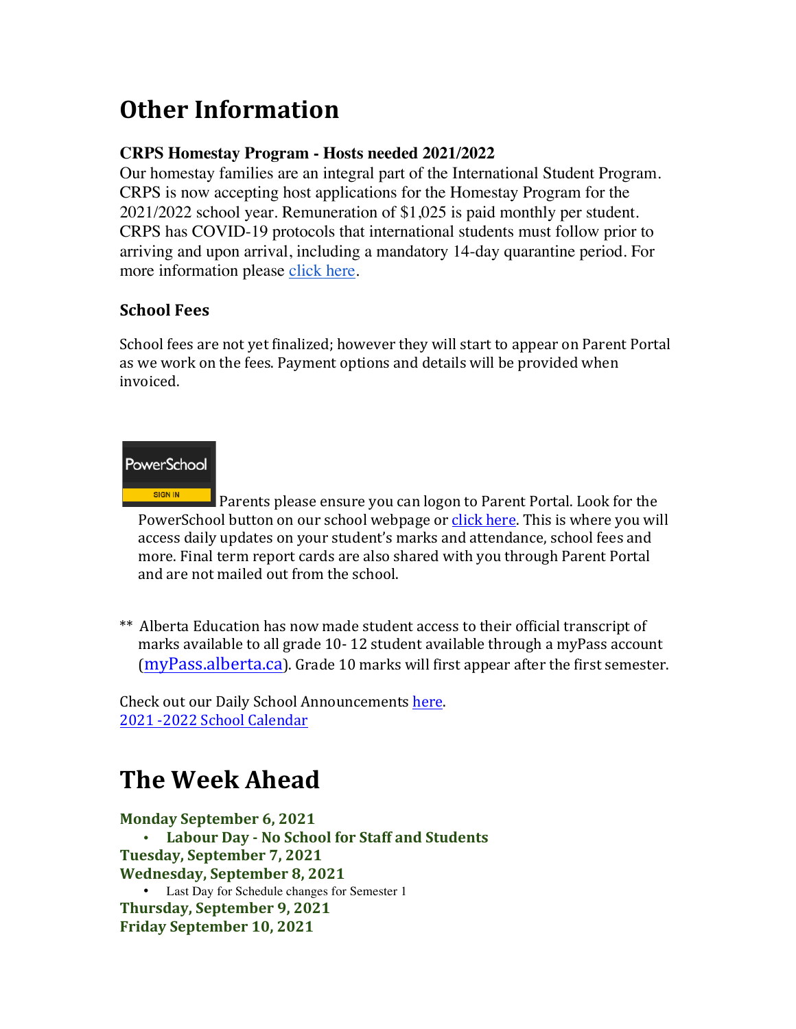# Other Information

### CRPS Homestay Program - Hosts needed 2021/2022

Our homestay families are an integral part of the International Student Program. CRPS is now accepting host applications for the Homestay Program for the 2021/2022 school year. Remuneration of $1,025 is paid monthly per student. CRPS has COVID-19 protocols that international students must follow prior to arriving and upon arrival, including a mandatory 14-day quarantine period. For more information please click here.

### School Fees

School fees are not yet finalized; however they will start to appear on Parent Portal as we work on the fees. Payment options and details will be provided when invoiced.

PowerSchool SIGN IN Parents please ensure you can logon to Parent Portal. Look for the PowerSchool button on our school webpage or click here. This is where you will access daily updates on your student's marks and attendance, school fees and more. Final term report cards are also shared with you through Parent Portal and are not mailed out from the school.

** Alberta Education has now made student access to their official transcript of marks available to all grade 10- 12 student available through a myPass account (myPass.alberta.ca). Grade 10 marks will first appear after the first semester.

Check out our Daily School Announcements here.
2021 -2022 School Calendar

# The Week Ahead

**Monday September 6, 2021**
- **Labour Day - No School for Staff and Students**

**Tuesday, September 7, 2021**

**Wednesday, September 8, 2021**
- Last Day for Schedule changes for Semester 1

**Thursday, September 9, 2021**

**Friday September 10, 2021**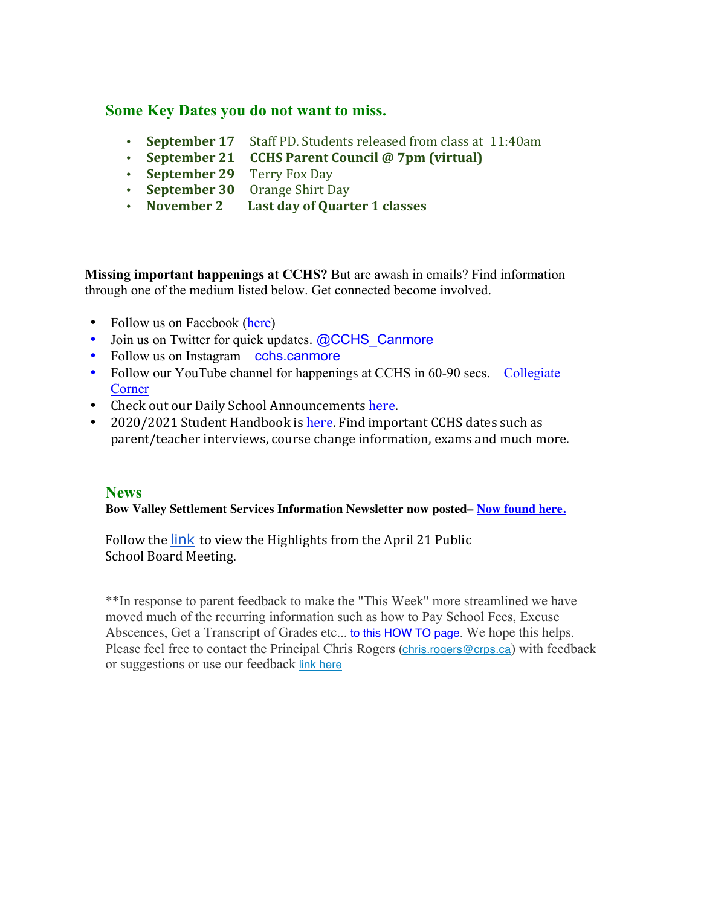## Some Key Dates you do not want to miss.

- **September 17** Staff PD. Students released from class at 11:40am
- **September 21** **CCHS Parent Council @ 7pm (virtual)**
- **September 29** Terry Fox Day
- **September 30** Orange Shirt Day
- **November 2** **Last day of Quarter 1 classes**

**Missing important happenings at CCHS?** But are awash in emails? Find information through one of the medium listed below. Get connected become involved.

- Follow us on Facebook (here)
- Join us on Twitter for quick updates. @CCHS_Canmore
- Follow us on Instagram – cchs.canmore
- Follow our YouTube channel for happenings at CCHS in 60-90 secs. – Collegiate Corner
- Check out our Daily School Announcements here.
- 2020/2021 Student Handbook is here. Find important CCHS dates such as parent/teacher interviews, course change information, exams and much more.

## News

**Bow Valley Settlement Services Information Newsletter now posted– Now found here.**

Follow the link to view the Highlights from the April 21 Public School Board Meeting.

**In response to parent feedback to make the "This Week" more streamlined we have moved much of the recurring information such as how to Pay School Fees, Excuse Abscences, Get a Transcript of Grades etc... to this HOW TO page. We hope this helps. Please feel free to contact the Principal Chris Rogers (chris.rogers@crps.ca) with feedback or suggestions or use our feedback link here